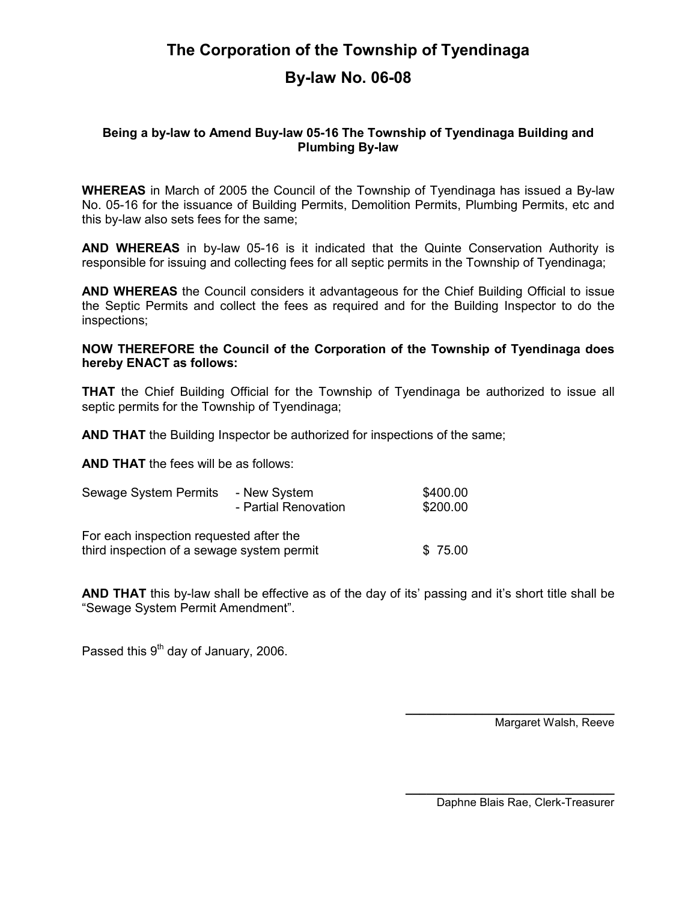# The Corporation of the Township of Tyendinaga

# By-law No. 06-08

**Being a by-law to Amend Buy-law 05-16 The Township of Tyendinaga Building and Plumbing By-law**

**WHEREAS** in March of 2005 the Council of the Township of Tyendinaga has issued a By-law No. 05-16 for the issuance of Building Permits, Demolition Permits, Plumbing Permits, etc and this by-law also sets fees for the same;

**AND WHEREAS** in by-law 05-16 is it indicated that the Quinte Conservation Authority is responsible for issuing and collecting fees for all septic permits in the Township of Tyendinaga;

**AND WHEREAS** the Council considers it advantageous for the Chief Building Official to issue the Septic Permits and collect the fees as required and for the Building Inspector to do the inspections;

**NOW THEREFORE the Council of the Corporation of the Township of Tyendinaga does hereby ENACT as follows:**

**THAT** the Chief Building Official for the Township of Tyendinaga be authorized to issue all septic permits for the Township of Tyendinaga;

**AND THAT** the Building Inspector be authorized for inspections of the same;

**AND THAT** the fees will be as follows:

| | | |
|---|---|---|
| Sewage System Permits | - New System | $400.00 |
| | - Partial Renovation | $200.00 |
| For each inspection requested after the third inspection of a sewage system permit | | $ 75.00 |

**AND THAT** this by-law shall be effective as of the day of its' passing and it's short title shall be "Sewage System Permit Amendment".

Passed this 9th day of January, 2006.

Margaret Walsh, Reeve

Daphne Blais Rae, Clerk-Treasurer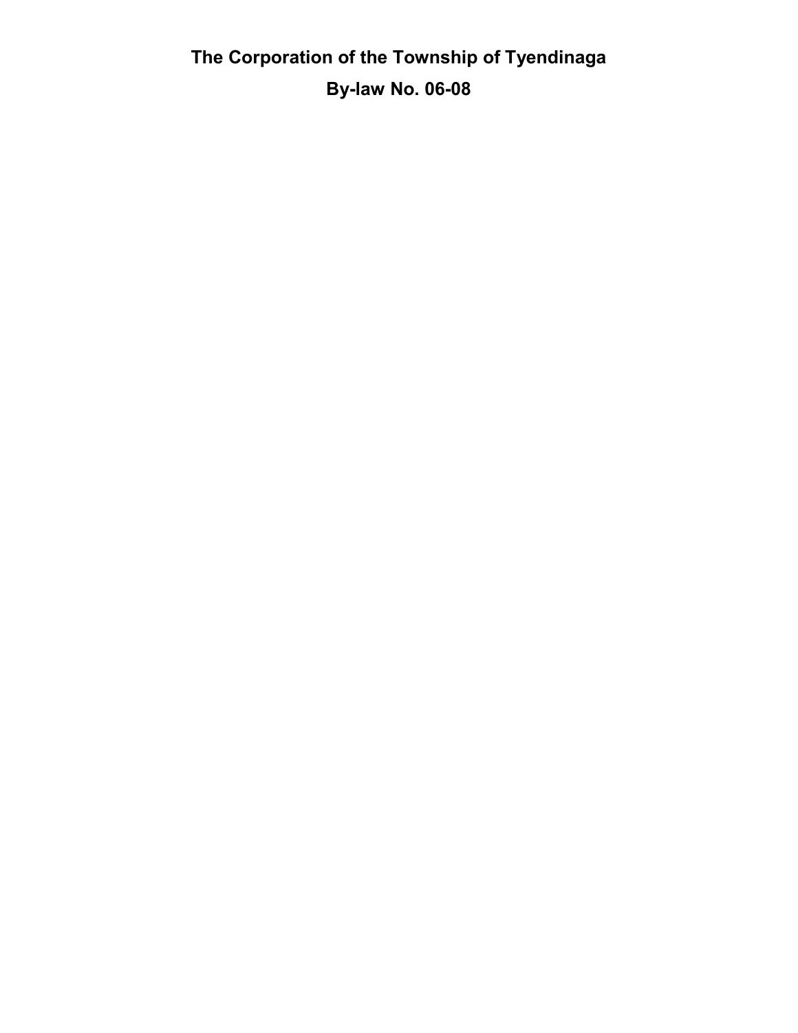# The Corporation of the Township of Tyendinaga

# By-law No. 06-08